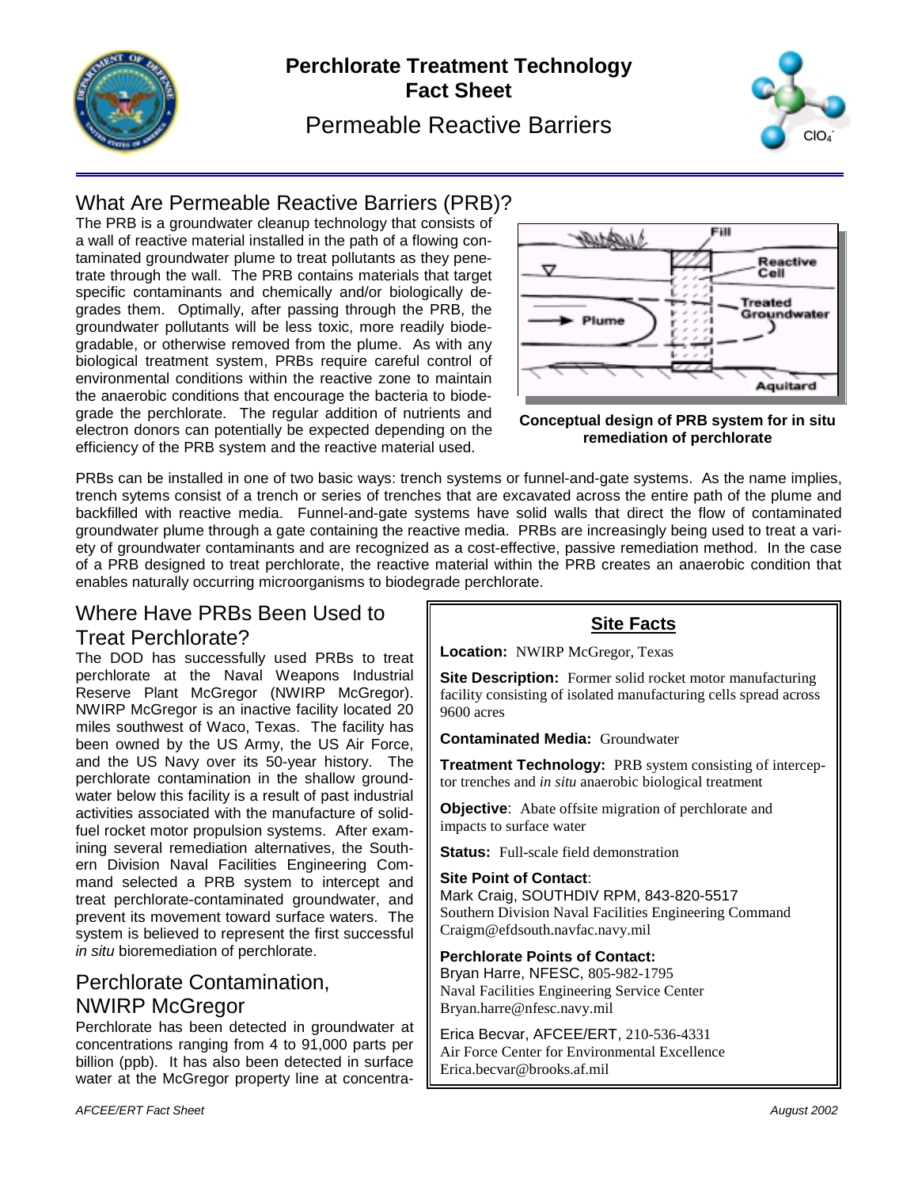# Perchlorate Treatment Technology Fact Sheet

## Permeable Reactive Barriers

$ClO_4^-$

## What Are Permeable Reactive Barriers (PRB)?

The PRB is a groundwater cleanup technology that consists of a wall of reactive material installed in the path of a flowing contaminated groundwater plume to treat pollutants as they penetrate through the wall. The PRB contains materials that target specific contaminants and chemically and/or biologically degrades them. Optimally, after passing through the PRB, the groundwater pollutants will be less toxic, more readily biodegradable, or otherwise removed from the plume. As with any biological treatment system, PRBs require careful control of environmental conditions within the reactive zone to maintain the anaerobic conditions that encourage the bacteria to biodegrade the perchlorate. The regular addition of nutrients and electron donors can potentially be expected depending on the efficiency of the PRB system and the reactive material used.

Fill

Reactive Cell

Treated Groundwater

Plume

Aquitard

**Conceptual design of PRB system for in situ remediation of perchlorate**

PRBs can be installed in one of two basic ways: trench systems or funnel-and-gate systems. As the name implies, trench sytems consist of a trench or series of trenches that are excavated across the entire path of the plume and backfilled with reactive media. Funnel-and-gate systems have solid walls that direct the flow of contaminated groundwater plume through a gate containing the reactive media. PRBs are increasingly being used to treat a variety of groundwater contaminants and are recognized as a cost-effective, passive remediation method. In the case of a PRB designed to treat perchlorate, the reactive material within the PRB creates an anaerobic condition that enables naturally occurring microorganisms to biodegrade perchlorate.

## Where Have PRBs Been Used to Treat Perchlorate?

The DOD has successfully used PRBs to treat perchlorate at the Naval Weapons Industrial Reserve Plant McGregor (NWIRP McGregor). NWIRP McGregor is an inactive facility located 20 miles southwest of Waco, Texas. The facility has been owned by the US Army, the US Air Force, and the US Navy over its 50-year history. The perchlorate contamination in the shallow groundwater below this facility is a result of past industrial activities associated with the manufacture of solid-fuel rocket motor propulsion systems. After examining several remediation alternatives, the Southern Division Naval Facilities Engineering Command selected a PRB system to intercept and treat perchlorate-contaminated groundwater, and prevent its movement toward surface waters. The system is believed to represent the first successful *in situ* bioremediation of perchlorate.

## Perchlorate Contamination, NWIRP McGregor

Perchlorate has been detected in groundwater at concentrations ranging from 4 to 91,000 parts per billion (ppb). It has also been detected in surface water at the McGregor property line at concentra-

### Site Facts

**Location:** NWIRP McGregor, Texas

**Site Description:** Former solid rocket motor manufacturing facility consisting of isolated manufacturing cells spread across 9600 acres

**Contaminated Media:** Groundwater

**Treatment Technology:** PRB system consisting of interceptor trenches and *in situ* anaerobic biological treatment

**Objective**: Abate offsite migration of perchlorate and impacts to surface water

**Status:** Full-scale field demonstration

**Site Point of Contact**:
Mark Craig, SOUTHDIV RPM, 843-820-5517
Southern Division Naval Facilities Engineering Command
Craigm@efdsouth.navfac.navy.mil

**Perchlorate Points of Contact:**
Bryan Harre, NFESC, 805-982-1795
Naval Facilities Engineering Service Center
Bryan.harre@nfesc.navy.mil

Erica Becvar, AFCEE/ERT, 210-536-4331
Air Force Center for Environmental Excellence
Erica.becvar@brooks.af.mil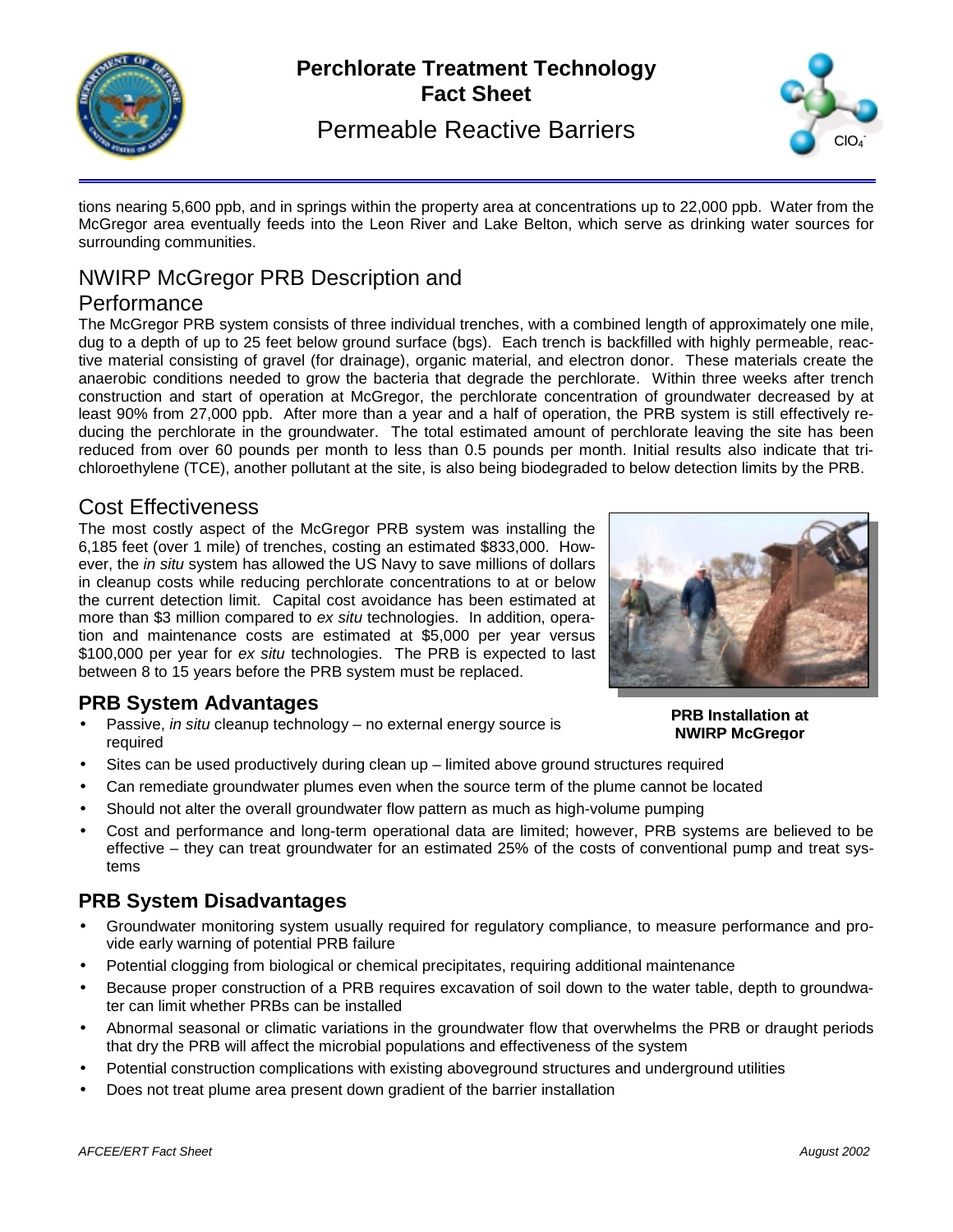tions nearing 5,600 ppb, and in springs within the property area at concentrations up to 22,000 ppb. Water from the McGregor area eventually feeds into the Leon River and Lake Belton, which serve as drinking water sources for surrounding communities.

## NWIRP McGregor PRB Description and Performance

The McGregor PRB system consists of three individual trenches, with a combined length of approximately one mile, dug to a depth of up to 25 feet below ground surface (bgs). Each trench is backfilled with highly permeable, reactive material consisting of gravel (for drainage), organic material, and electron donor. These materials create the anaerobic conditions needed to grow the bacteria that degrade the perchlorate. Within three weeks after trench construction and start of operation at McGregor, the perchlorate concentration of groundwater decreased by at least 90% from 27,000 ppb. After more than a year and a half of operation, the PRB system is still effectively reducing the perchlorate in the groundwater. The total estimated amount of perchlorate leaving the site has been reduced from over 60 pounds per month to less than 0.5 pounds per month. Initial results also indicate that trichloroethylene (TCE), another pollutant at the site, is also being biodegraded to below detection limits by the PRB.

## Cost Effectiveness

The most costly aspect of the McGregor PRB system was installing the 6,185 feet (over 1 mile) of trenches, costing an estimated $833,000. However, the *in situ* system has allowed the US Navy to save millions of dollars in cleanup costs while reducing perchlorate concentrations to at or below the current detection limit. Capital cost avoidance has been estimated at more than $3 million compared to *ex situ* technologies. In addition, operation and maintenance costs are estimated at $5,000 per year versus $100,000 per year for *ex situ* technologies. The PRB is expected to last between 8 to 15 years before the PRB system must be replaced.

**PRB Installation at NWIRP McGregor**

### PRB System Advantages

- Passive, *in situ* cleanup technology – no external energy source is required
- Sites can be used productively during clean up – limited above ground structures required
- Can remediate groundwater plumes even when the source term of the plume cannot be located
- Should not alter the overall groundwater flow pattern as much as high-volume pumping
- Cost and performance and long-term operational data are limited; however, PRB systems are believed to be effective – they can treat groundwater for an estimated 25% of the costs of conventional pump and treat systems

### PRB System Disadvantages

- Groundwater monitoring system usually required for regulatory compliance, to measure performance and provide early warning of potential PRB failure
- Potential clogging from biological or chemical precipitates, requiring additional maintenance
- Because proper construction of a PRB requires excavation of soil down to the water table, depth to groundwater can limit whether PRBs can be installed
- Abnormal seasonal or climatic variations in the groundwater flow that overwhelms the PRB or draught periods that dry the PRB will affect the microbial populations and effectiveness of the system
- Potential construction complications with existing aboveground structures and underground utilities
- Does not treat plume area present down gradient of the barrier installation